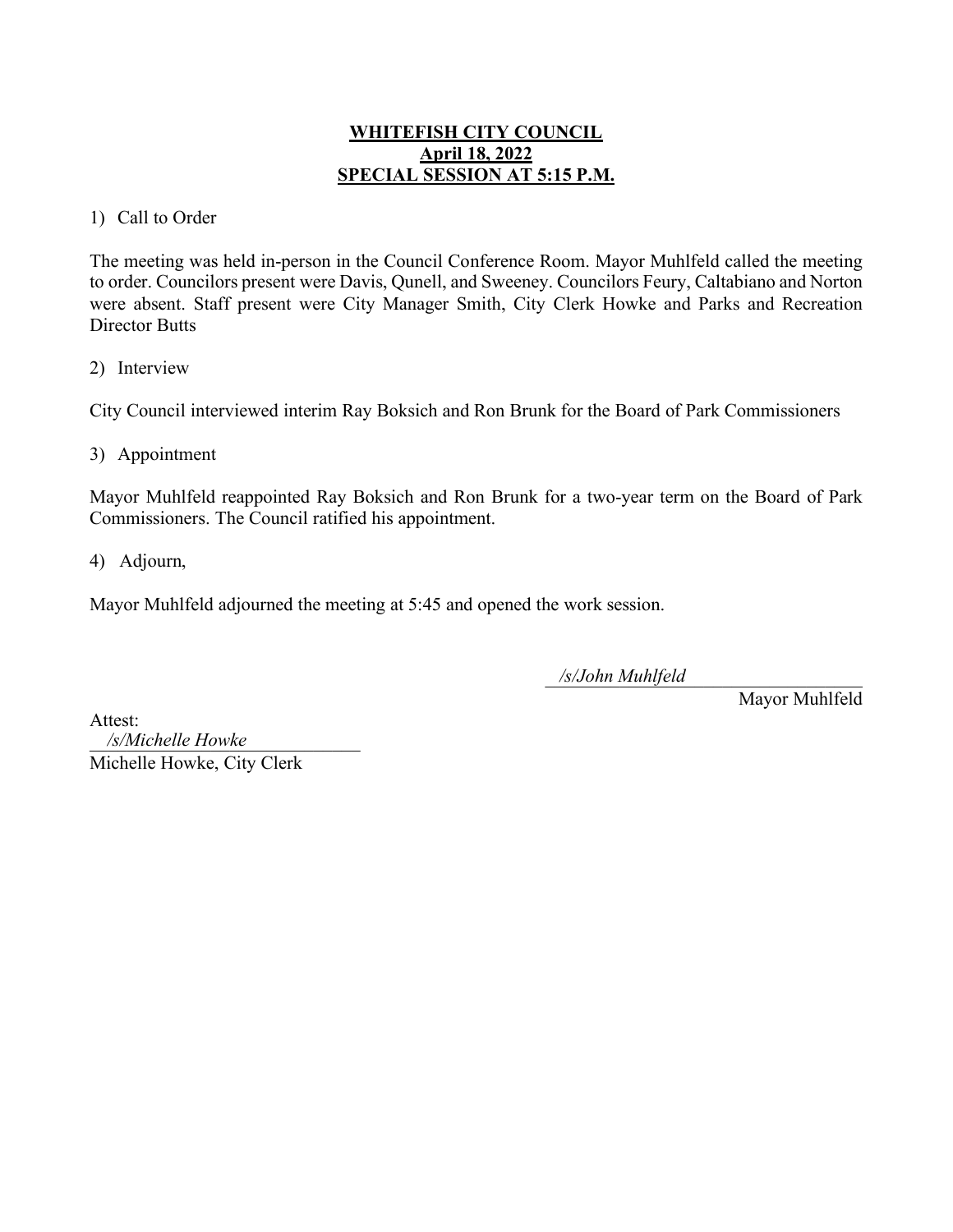**WHITEFISH CITY COUNCIL**
**April 18, 2022**
**SPECIAL SESSION AT 5:15 P.M.**

1) Call to Order

The meeting was held in-person in the Council Conference Room. Mayor Muhlfeld called the meeting to order. Councilors present were Davis, Qunell, and Sweeney. Councilors Feury, Caltabiano and Norton were absent. Staff present were City Manager Smith, City Clerk Howke and Parks and Recreation Director Butts

2) Interview

City Council interviewed interim Ray Boksich and Ron Brunk for the Board of Park Commissioners

3) Appointment

Mayor Muhlfeld reappointed Ray Boksich and Ron Brunk for a two-year term on the Board of Park Commissioners. The Council ratified his appointment.

4) Adjourn,

Mayor Muhlfeld adjourned the meeting at 5:45 and opened the work session.

*/s/John Muhlfeld*
Mayor Muhlfeld

Attest:
*/s/Michelle Howke*
Michelle Howke, City Clerk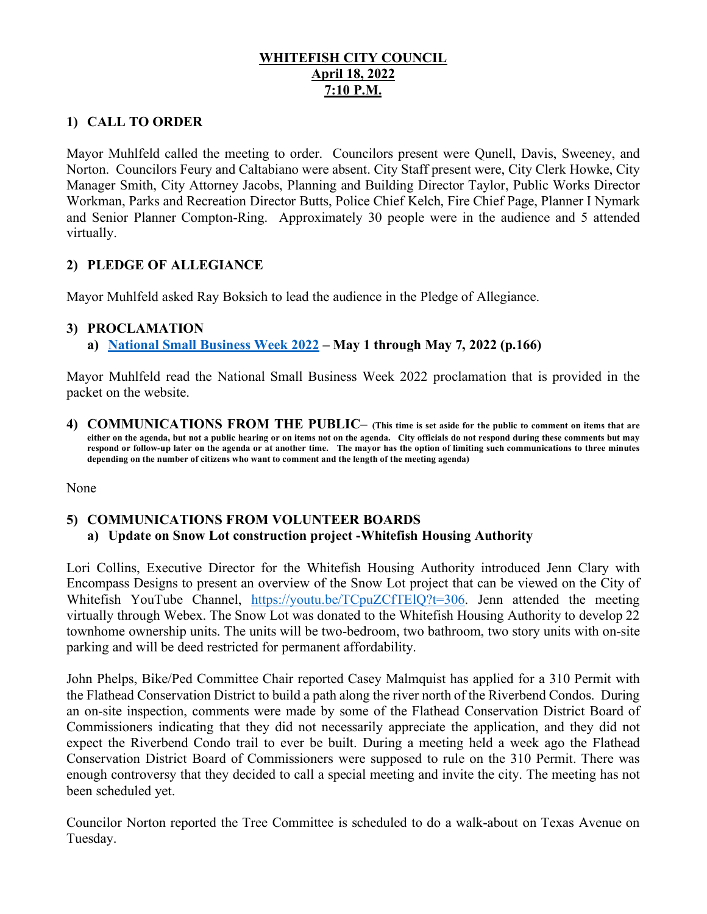**WHITEFISH CITY COUNCIL**
**April 18, 2022**
**7:10 P.M.**

## 1) CALL TO ORDER

Mayor Muhlfeld called the meeting to order. Councilors present were Qunell, Davis, Sweeney, and Norton. Councilors Feury and Caltabiano were absent. City Staff present were, City Clerk Howke, City Manager Smith, City Attorney Jacobs, Planning and Building Director Taylor, Public Works Director Workman, Parks and Recreation Director Butts, Police Chief Kelch, Fire Chief Page, Planner I Nymark and Senior Planner Compton-Ring. Approximately 30 people were in the audience and 5 attended virtually.

## 2) PLEDGE OF ALLEGIANCE

Mayor Muhlfeld asked Ray Boksich to lead the audience in the Pledge of Allegiance.

## 3) PROCLAMATION

**a) National Small Business Week 2022 – May 1 through May 7, 2022 (p.166)**

Mayor Muhlfeld read the National Small Business Week 2022 proclamation that is provided in the packet on the website.

## 4) COMMUNICATIONS FROM THE PUBLIC– (This time is set aside for the public to comment on items that are either on the agenda, but not a public hearing or on items not on the agenda. City officials do not respond during these comments but may respond or follow-up later on the agenda or at another time. The mayor has the option of limiting such communications to three minutes depending on the number of citizens who want to comment and the length of the meeting agenda)

None

## 5) COMMUNICATIONS FROM VOLUNTEER BOARDS

**a) Update on Snow Lot construction project -Whitefish Housing Authority**

Lori Collins, Executive Director for the Whitefish Housing Authority introduced Jenn Clary with Encompass Designs to present an overview of the Snow Lot project that can be viewed on the City of Whitefish YouTube Channel, https://youtu.be/TCpuZCfTElQ?t=306. Jenn attended the meeting virtually through Webex. The Snow Lot was donated to the Whitefish Housing Authority to develop 22 townhome ownership units. The units will be two-bedroom, two bathroom, two story units with on-site parking and will be deed restricted for permanent affordability.

John Phelps, Bike/Ped Committee Chair reported Casey Malmquist has applied for a 310 Permit with the Flathead Conservation District to build a path along the river north of the Riverbend Condos. During an on-site inspection, comments were made by some of the Flathead Conservation District Board of Commissioners indicating that they did not necessarily appreciate the application, and they did not expect the Riverbend Condo trail to ever be built. During a meeting held a week ago the Flathead Conservation District Board of Commissioners were supposed to rule on the 310 Permit. There was enough controversy that they decided to call a special meeting and invite the city. The meeting has not been scheduled yet.

Councilor Norton reported the Tree Committee is scheduled to do a walk-about on Texas Avenue on Tuesday.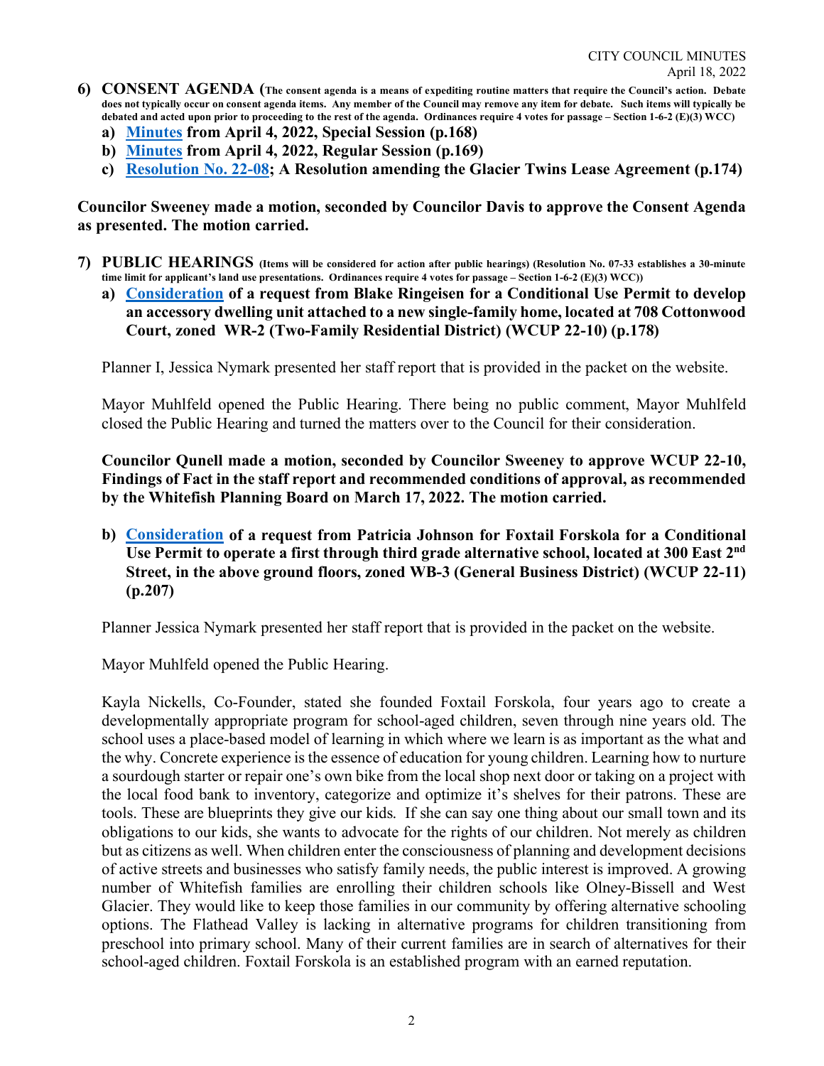**6) CONSENT AGENDA (The consent agenda is a means of expediting routine matters that require the Council's action. Debate does not typically occur on consent agenda items. Any member of the Council may remove any item for debate. Such items will typically be debated and acted upon prior to proceeding to the rest of the agenda. Ordinances require 4 votes for passage – Section 1-6-2 (E)(3) WCC)**

- **a) Minutes from April 4, 2022, Special Session (p.168)**
- **b) Minutes from April 4, 2022, Regular Session (p.169)**
- **c) Resolution No. 22-08; A Resolution amending the Glacier Twins Lease Agreement (p.174)**

**Councilor Sweeney made a motion, seconded by Councilor Davis to approve the Consent Agenda as presented. The motion carried.**

**7) PUBLIC HEARINGS (Items will be considered for action after public hearings) (Resolution No. 07-33 establishes a 30-minute time limit for applicant's land use presentations. Ordinances require 4 votes for passage – Section 1-6-2 (E)(3) WCC))**

**a) Consideration of a request from Blake Ringeisen for a Conditional Use Permit to develop an accessory dwelling unit attached to a new single-family home, located at 708 Cottonwood Court, zoned WR-2 (Two-Family Residential District) (WCUP 22-10) (p.178)**

Planner I, Jessica Nymark presented her staff report that is provided in the packet on the website.

Mayor Muhlfeld opened the Public Hearing. There being no public comment, Mayor Muhlfeld closed the Public Hearing and turned the matters over to the Council for their consideration.

**Councilor Qunell made a motion, seconded by Councilor Sweeney to approve WCUP 22-10, Findings of Fact in the staff report and recommended conditions of approval, as recommended by the Whitefish Planning Board on March 17, 2022. The motion carried.**

**b) Consideration of a request from Patricia Johnson for Foxtail Forskola for a Conditional Use Permit to operate a first through third grade alternative school, located at 300 East 2nd Street, in the above ground floors, zoned WB-3 (General Business District) (WCUP 22-11) (p.207)**

Planner Jessica Nymark presented her staff report that is provided in the packet on the website.

Mayor Muhlfeld opened the Public Hearing.

Kayla Nickells, Co-Founder, stated she founded Foxtail Forskola, four years ago to create a developmentally appropriate program for school-aged children, seven through nine years old. The school uses a place-based model of learning in which where we learn is as important as the what and the why. Concrete experience is the essence of education for young children. Learning how to nurture a sourdough starter or repair one's own bike from the local shop next door or taking on a project with the local food bank to inventory, categorize and optimize it's shelves for their patrons. These are tools. These are blueprints they give our kids. If she can say one thing about our small town and its obligations to our kids, she wants to advocate for the rights of our children. Not merely as children but as citizens as well. When children enter the consciousness of planning and development decisions of active streets and businesses who satisfy family needs, the public interest is improved. A growing number of Whitefish families are enrolling their children schools like Olney-Bissell and West Glacier. They would like to keep those families in our community by offering alternative schooling options. The Flathead Valley is lacking in alternative programs for children transitioning from preschool into primary school. Many of their current families are in search of alternatives for their school-aged children. Foxtail Forskola is an established program with an earned reputation.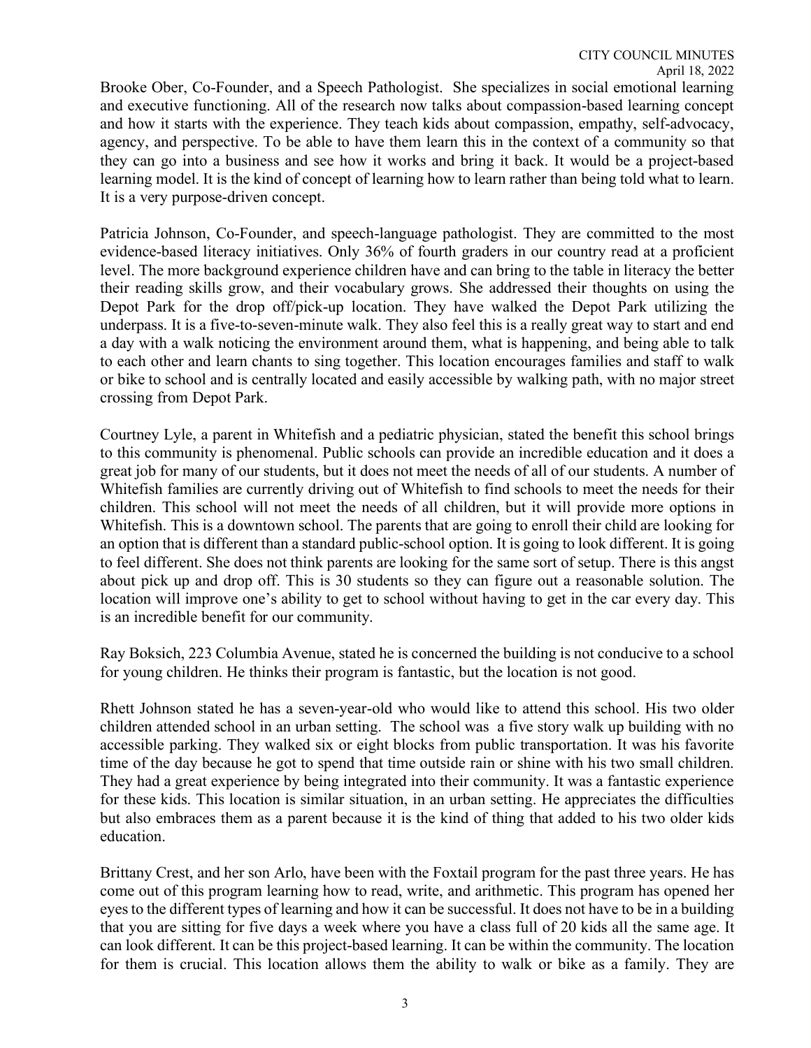Brooke Ober, Co-Founder, and a Speech Pathologist. She specializes in social emotional learning and executive functioning. All of the research now talks about compassion-based learning concept and how it starts with the experience. They teach kids about compassion, empathy, self-advocacy, agency, and perspective. To be able to have them learn this in the context of a community so that they can go into a business and see how it works and bring it back. It would be a project-based learning model. It is the kind of concept of learning how to learn rather than being told what to learn. It is a very purpose-driven concept.

Patricia Johnson, Co-Founder, and speech-language pathologist. They are committed to the most evidence-based literacy initiatives. Only 36% of fourth graders in our country read at a proficient level. The more background experience children have and can bring to the table in literacy the better their reading skills grow, and their vocabulary grows. She addressed their thoughts on using the Depot Park for the drop off/pick-up location. They have walked the Depot Park utilizing the underpass. It is a five-to-seven-minute walk. They also feel this is a really great way to start and end a day with a walk noticing the environment around them, what is happening, and being able to talk to each other and learn chants to sing together. This location encourages families and staff to walk or bike to school and is centrally located and easily accessible by walking path, with no major street crossing from Depot Park.

Courtney Lyle, a parent in Whitefish and a pediatric physician, stated the benefit this school brings to this community is phenomenal. Public schools can provide an incredible education and it does a great job for many of our students, but it does not meet the needs of all of our students. A number of Whitefish families are currently driving out of Whitefish to find schools to meet the needs for their children. This school will not meet the needs of all children, but it will provide more options in Whitefish. This is a downtown school. The parents that are going to enroll their child are looking for an option that is different than a standard public-school option. It is going to look different. It is going to feel different. She does not think parents are looking for the same sort of setup. There is this angst about pick up and drop off. This is 30 students so they can figure out a reasonable solution. The location will improve one's ability to get to school without having to get in the car every day. This is an incredible benefit for our community.

Ray Boksich, 223 Columbia Avenue, stated he is concerned the building is not conducive to a school for young children. He thinks their program is fantastic, but the location is not good.

Rhett Johnson stated he has a seven-year-old who would like to attend this school. His two older children attended school in an urban setting. The school was a five story walk up building with no accessible parking. They walked six or eight blocks from public transportation. It was his favorite time of the day because he got to spend that time outside rain or shine with his two small children. They had a great experience by being integrated into their community. It was a fantastic experience for these kids. This location is similar situation, in an urban setting. He appreciates the difficulties but also embraces them as a parent because it is the kind of thing that added to his two older kids education.

Brittany Crest, and her son Arlo, have been with the Foxtail program for the past three years. He has come out of this program learning how to read, write, and arithmetic. This program has opened her eyes to the different types of learning and how it can be successful. It does not have to be in a building that you are sitting for five days a week where you have a class full of 20 kids all the same age. It can look different. It can be this project-based learning. It can be within the community. The location for them is crucial. This location allows them the ability to walk or bike as a family. They are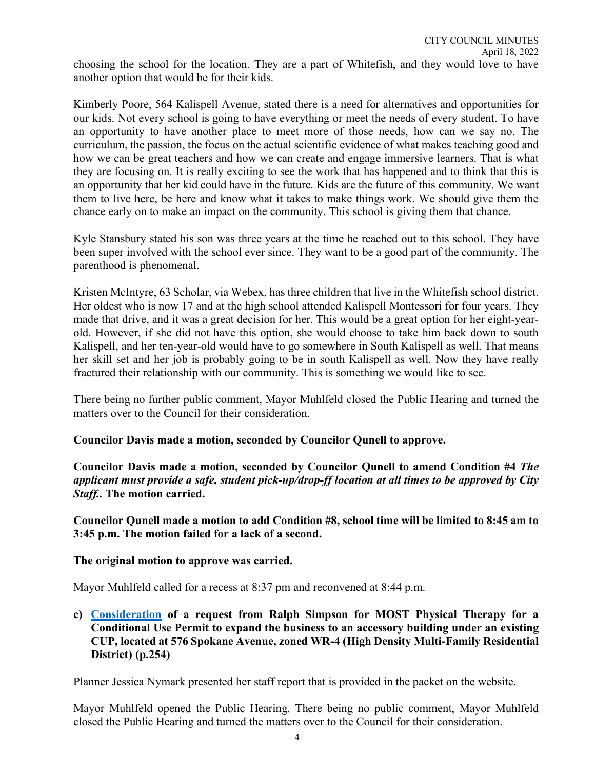choosing the school for the location. They are a part of Whitefish, and they would love to have another option that would be for their kids.

Kimberly Poore, 564 Kalispell Avenue, stated there is a need for alternatives and opportunities for our kids. Not every school is going to have everything or meet the needs of every student. To have an opportunity to have another place to meet more of those needs, how can we say no. The curriculum, the passion, the focus on the actual scientific evidence of what makes teaching good and how we can be great teachers and how we can create and engage immersive learners. That is what they are focusing on. It is really exciting to see the work that has happened and to think that this is an opportunity that her kid could have in the future. Kids are the future of this community. We want them to live here, be here and know what it takes to make things work. We should give them the chance early on to make an impact on the community. This school is giving them that chance.

Kyle Stansbury stated his son was three years at the time he reached out to this school. They have been super involved with the school ever since. They want to be a good part of the community. The parenthood is phenomenal.

Kristen McIntyre, 63 Scholar, via Webex, has three children that live in the Whitefish school district. Her oldest who is now 17 and at the high school attended Kalispell Montessori for four years. They made that drive, and it was a great decision for her. This would be a great option for her eight-year-old. However, if she did not have this option, she would choose to take him back down to south Kalispell, and her ten-year-old would have to go somewhere in South Kalispell as well. That means her skill set and her job is probably going to be in south Kalispell as well. Now they have really fractured their relationship with our community. This is something we would like to see.

There being no further public comment, Mayor Muhlfeld closed the Public Hearing and turned the matters over to the Council for their consideration.

**Councilor Davis made a motion, seconded by Councilor Qunell to approve.**

**Councilor Davis made a motion, seconded by Councilor Qunell to amend Condition #4 *The applicant must provide a safe, student pick-up/drop-ff location at all times to be approved by City Staff.*. The motion carried.**

**Councilor Qunell made a motion to add Condition #8, school time will be limited to 8:45 am to 3:45 p.m. The motion failed for a lack of a second.**

**The original motion to approve was carried.**

Mayor Muhlfeld called for a recess at 8:37 pm and reconvened at 8:44 p.m.

**c) Consideration of a request from Ralph Simpson for MOST Physical Therapy for a Conditional Use Permit to expand the business to an accessory building under an existing CUP, located at 576 Spokane Avenue, zoned WR-4 (High Density Multi-Family Residential District) (p.254)**

Planner Jessica Nymark presented her staff report that is provided in the packet on the website.

Mayor Muhlfeld opened the Public Hearing. There being no public comment, Mayor Muhlfeld closed the Public Hearing and turned the matters over to the Council for their consideration.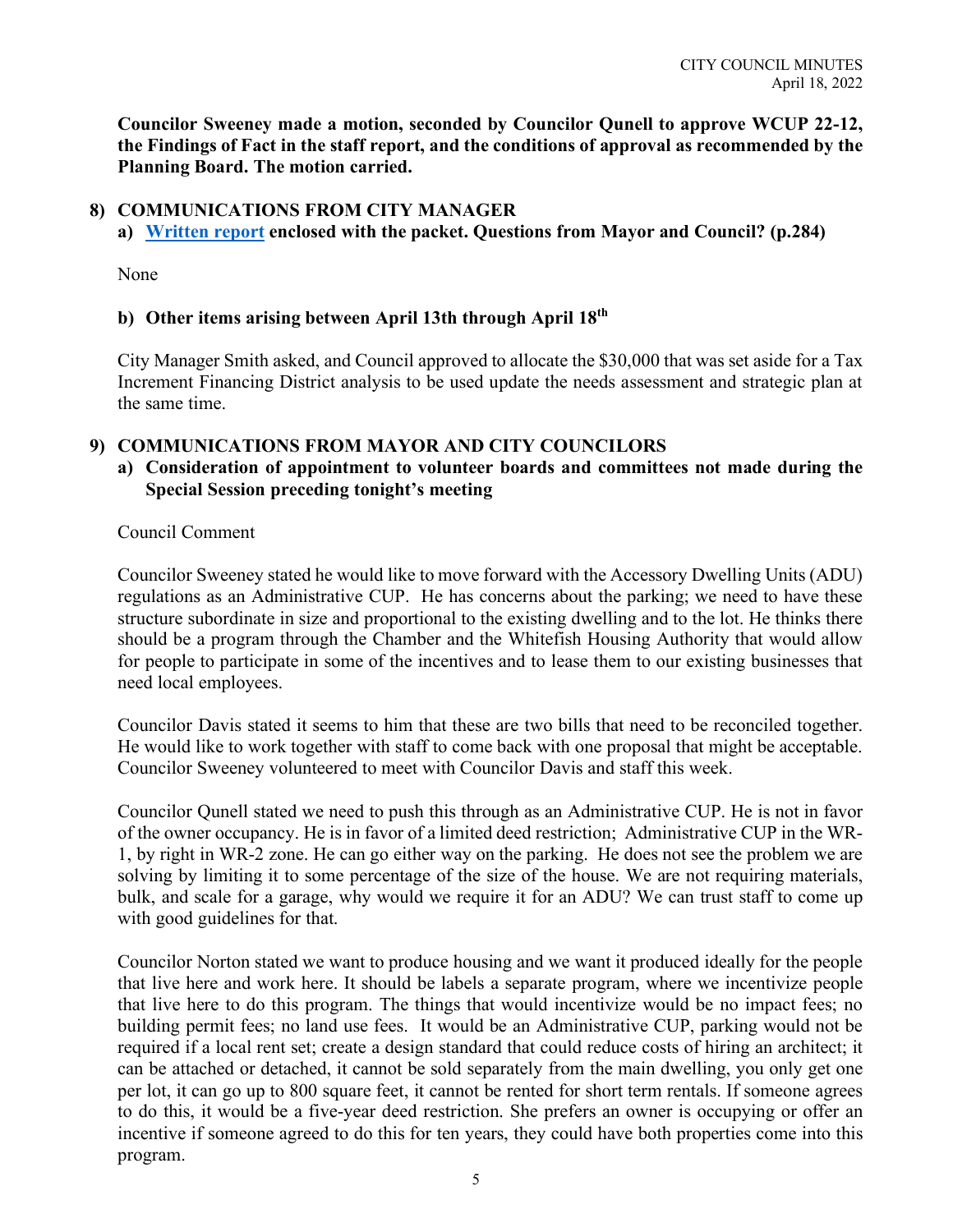**Councilor Sweeney made a motion, seconded by Councilor Qunell to approve WCUP 22-12, the Findings of Fact in the staff report, and the conditions of approval as recommended by the Planning Board. The motion carried.**

## 8) COMMUNICATIONS FROM CITY MANAGER

### a) [Written report] enclosed with the packet. Questions from Mayor and Council? (p.284)

None

### b) Other items arising between April 13th through April 18th

City Manager Smith asked, and Council approved to allocate the $30,000 that was set aside for a Tax Increment Financing District analysis to be used update the needs assessment and strategic plan at the same time.

## 9) COMMUNICATIONS FROM MAYOR AND CITY COUNCILORS

### a) Consideration of appointment to volunteer boards and committees not made during the Special Session preceding tonight's meeting

Council Comment

Councilor Sweeney stated he would like to move forward with the Accessory Dwelling Units (ADU) regulations as an Administrative CUP. He has concerns about the parking; we need to have these structure subordinate in size and proportional to the existing dwelling and to the lot. He thinks there should be a program through the Chamber and the Whitefish Housing Authority that would allow for people to participate in some of the incentives and to lease them to our existing businesses that need local employees.

Councilor Davis stated it seems to him that these are two bills that need to be reconciled together. He would like to work together with staff to come back with one proposal that might be acceptable. Councilor Sweeney volunteered to meet with Councilor Davis and staff this week.

Councilor Qunell stated we need to push this through as an Administrative CUP. He is not in favor of the owner occupancy. He is in favor of a limited deed restriction; Administrative CUP in the WR-1, by right in WR-2 zone. He can go either way on the parking. He does not see the problem we are solving by limiting it to some percentage of the size of the house. We are not requiring materials, bulk, and scale for a garage, why would we require it for an ADU? We can trust staff to come up with good guidelines for that.

Councilor Norton stated we want to produce housing and we want it produced ideally for the people that live here and work here. It should be labels a separate program, where we incentivize people that live here to do this program. The things that would incentivize would be no impact fees; no building permit fees; no land use fees. It would be an Administrative CUP, parking would not be required if a local rent set; create a design standard that could reduce costs of hiring an architect; it can be attached or detached, it cannot be sold separately from the main dwelling, you only get one per lot, it can go up to 800 square feet, it cannot be rented for short term rentals. If someone agrees to do this, it would be a five-year deed restriction. She prefers an owner is occupying or offer an incentive if someone agreed to do this for ten years, they could have both properties come into this program.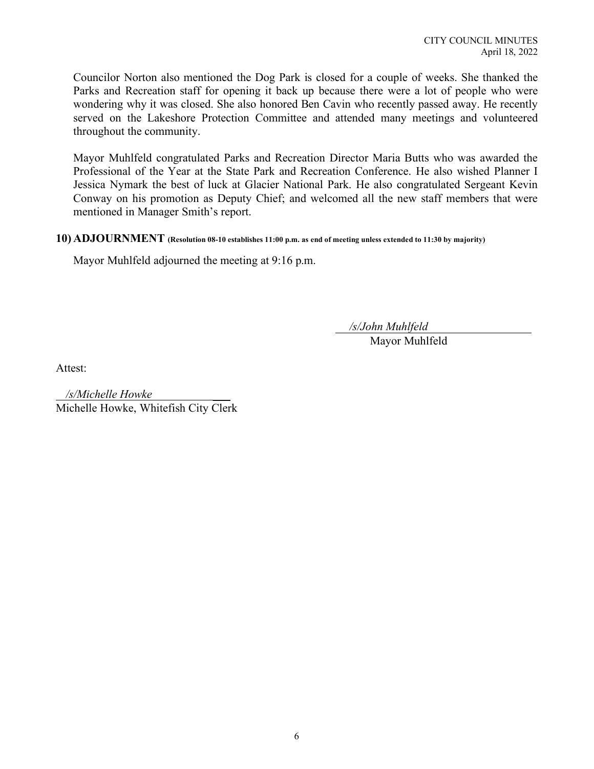Councilor Norton also mentioned the Dog Park is closed for a couple of weeks. She thanked the Parks and Recreation staff for opening it back up because there were a lot of people who were wondering why it was closed. She also honored Ben Cavin who recently passed away. He recently served on the Lakeshore Protection Committee and attended many meetings and volunteered throughout the community.

Mayor Muhlfeld congratulated Parks and Recreation Director Maria Butts who was awarded the Professional of the Year at the State Park and Recreation Conference. He also wished Planner I Jessica Nymark the best of luck at Glacier National Park. He also congratulated Sergeant Kevin Conway on his promotion as Deputy Chief; and welcomed all the new staff members that were mentioned in Manager Smith's report.

**10) ADJOURNMENT (Resolution 08-10 establishes 11:00 p.m. as end of meeting unless extended to 11:30 by majority)**

Mayor Muhlfeld adjourned the meeting at 9:16 p.m.

*/s/John Muhlfeld*
Mayor Muhlfeld

Attest:

*/s/Michelle Howke*
Michelle Howke, Whitefish City Clerk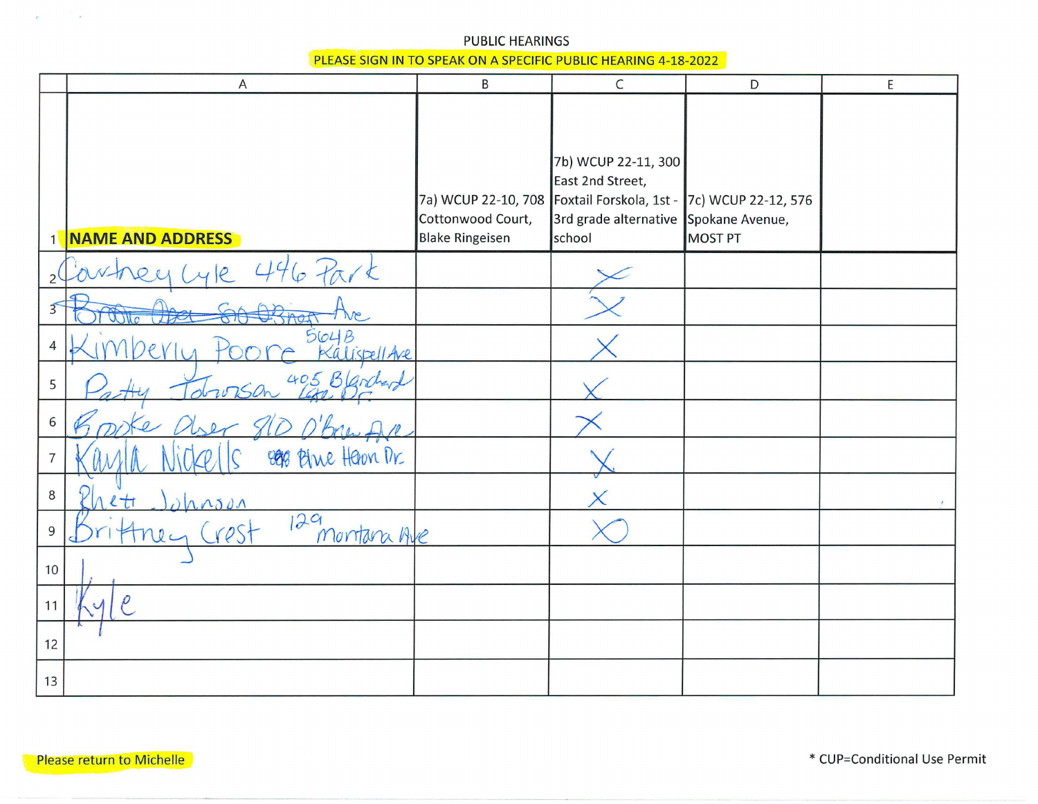PUBLIC HEARINGS

PLEASE SIGN IN TO SPEAK ON A SPECIFIC PUBLIC HEARING 4-18-2022

| | A | B | C | D | E |
|---|---|---|---|---|---|
| 1 | **NAME AND ADDRESS** | 7a) WCUP 22-10, 708 Cottonwood Court, Blake Ringeisen | 7b) WCUP 22-11, 300 East 2nd Street, Foxtail Forskola, 1st - 3rd grade alternative school | 7c) WCUP 22-12, 576 Spokane Avenue, MOST PT | |
| 2 | Cortney Lyle 446 Park | | X | | |
| 3 | ~~Brooke Olser 810 O'Brien~~ Ave | | X | | |
| 4 | Kimberly Poore 564B Kalispell Ave | | X | | |
| 5 | Patty Johnson 405 Blanchard Lake Dr. | | X | | |
| 6 | Brooke Olser 810 O'Brien Ave | | X | | |
| 7 | Kayla Nickells 898 Blue Heron Dr. | | X | | |
| 8 | Rhett Johnson | | X | | |
| 9 | Brittney Crest 129 montana Ave | | X | | |
| 10 | | | | | |
| 11 | Kyle | | | | |
| 12 | | | | | |
| 13 | | | | | |

Please return to Michelle

\* CUP=Conditional Use Permit